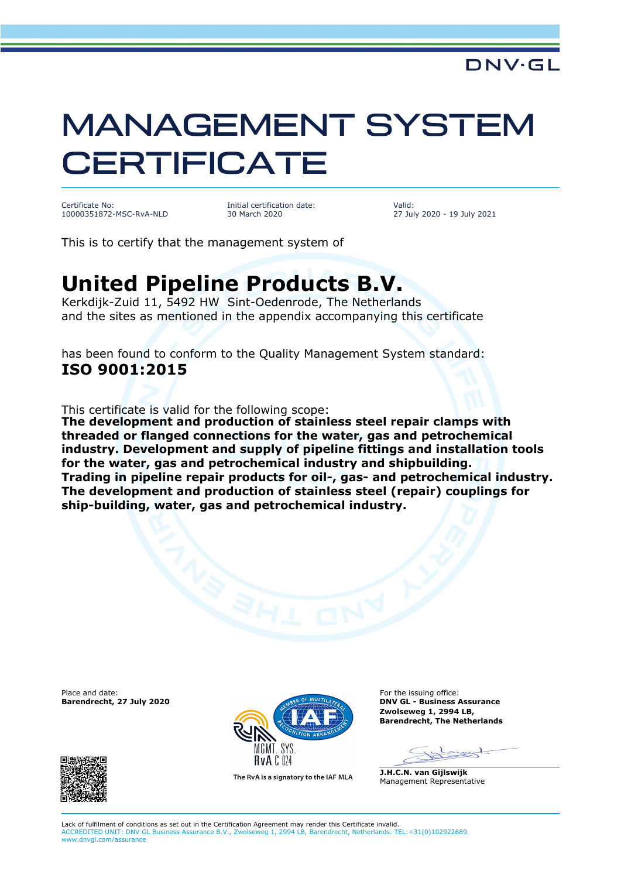DNV·GL

# MANAGEMENT SYSTEM CERTIFICATE

Certificate No:
10000351872-MSC-RvA-NLD

Initial certification date:
30 March 2020

Valid:
27 July 2020 - 19 July 2021

This is to certify that the management system of

## United Pipeline Products B.V.

Kerkdijk-Zuid 11, 5492 HW Sint-Oedenrode, The Netherlands
and the sites as mentioned in the appendix accompanying this certificate

has been found to conform to the Quality Management System standard:
**ISO 9001:2015**

This certificate is valid for the following scope:
**The development and production of stainless steel repair clamps with threaded or flanged connections for the water, gas and petrochemical industry. Development and supply of pipeline fittings and installation tools for the water, gas and petrochemical industry and shipbuilding. Trading in pipeline repair products for oil-, gas- and petrochemical industry. The development and production of stainless steel (repair) couplings for ship-building, water, gas and petrochemical industry.**

Place and date:
**Barendrecht, 27 July 2020**

MGMT. SYS.
RvA C 024

The RvA is a signatory to the IAF MLA

For the issuing office:
**DNV GL - Business Assurance**
**Zwolseweg 1, 2994 LB,**
**Barendrecht, The Netherlands**

**J.H.C.N. van Gijlswijk**
Management Representative

Lack of fulfilment of conditions as set out in the Certification Agreement may render this Certificate invalid.
ACCREDITED UNIT: DNV GL Business Assurance B.V., Zwolseweg 1, 2994 LB, Barendrecht, Netherlands. TEL:+31(0)102922689.
www.dnvgl.com/assurance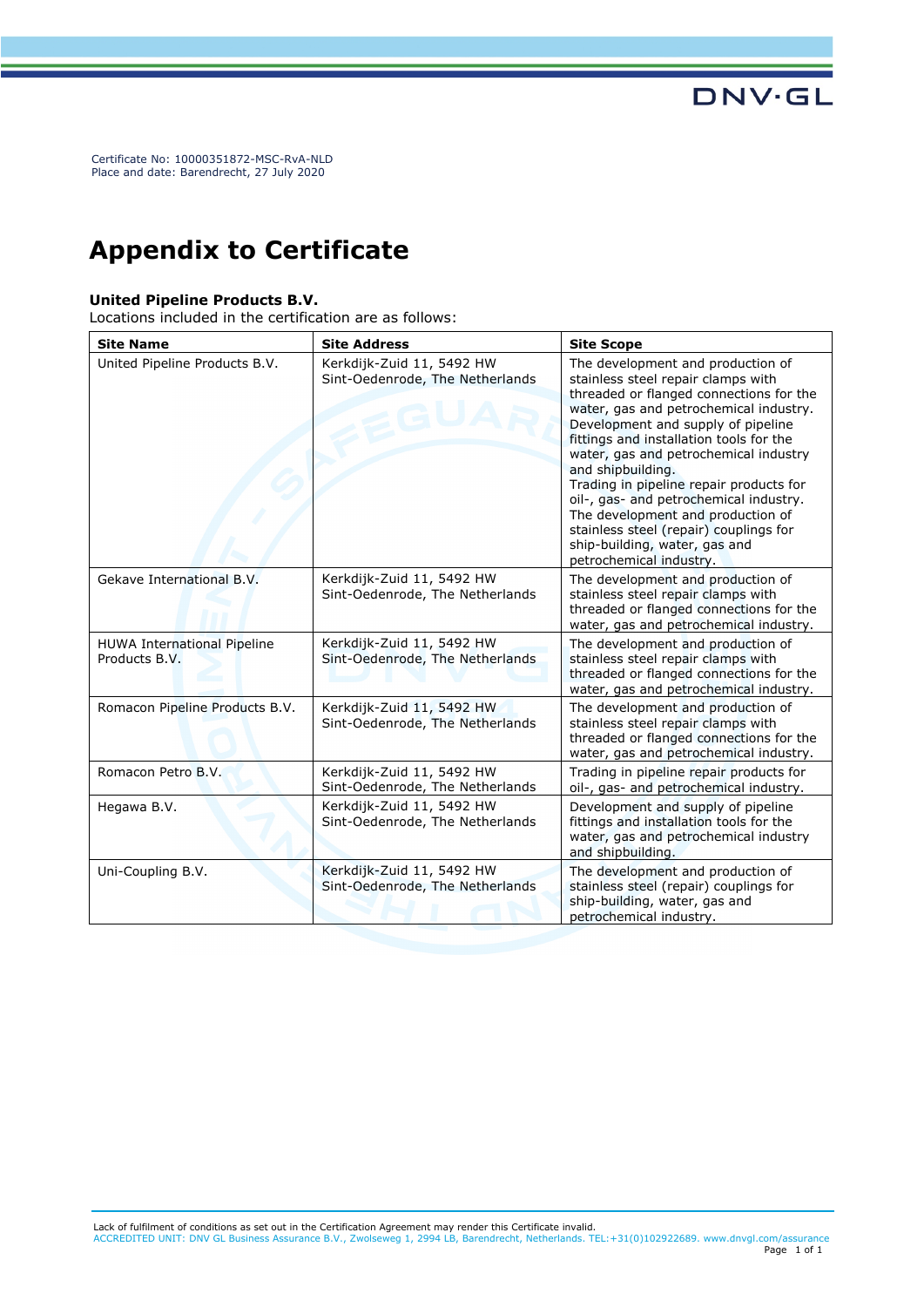Certificate No: 10000351872-MSC-RvA-NLD
Place and date: Barendrecht, 27 July 2020

# Appendix to Certificate

**United Pipeline Products B.V.**
Locations included in the certification are as follows:

| Site Name | Site Address | Site Scope |
|---|---|---|
| United Pipeline Products B.V. | Kerkdijk-Zuid 11, 5492 HW Sint-Oedenrode, The Netherlands | The development and production of stainless steel repair clamps with threaded or flanged connections for the water, gas and petrochemical industry. Development and supply of pipeline fittings and installation tools for the water, gas and petrochemical industry and shipbuilding. Trading in pipeline repair products for oil-, gas- and petrochemical industry. The development and production of stainless steel (repair) couplings for ship-building, water, gas and petrochemical industry. |
| Gekave International B.V. | Kerkdijk-Zuid 11, 5492 HW Sint-Oedenrode, The Netherlands | The development and production of stainless steel repair clamps with threaded or flanged connections for the water, gas and petrochemical industry. |
| HUWA International Pipeline Products B.V. | Kerkdijk-Zuid 11, 5492 HW Sint-Oedenrode, The Netherlands | The development and production of stainless steel repair clamps with threaded or flanged connections for the water, gas and petrochemical industry. |
| Romacon Pipeline Products B.V. | Kerkdijk-Zuid 11, 5492 HW Sint-Oedenrode, The Netherlands | The development and production of stainless steel repair clamps with threaded or flanged connections for the water, gas and petrochemical industry. |
| Romacon Petro B.V. | Kerkdijk-Zuid 11, 5492 HW Sint-Oedenrode, The Netherlands | Trading in pipeline repair products for oil-, gas- and petrochemical industry. |
| Hegawa B.V. | Kerkdijk-Zuid 11, 5492 HW Sint-Oedenrode, The Netherlands | Development and supply of pipeline fittings and installation tools for the water, gas and petrochemical industry and shipbuilding. |
| Uni-Coupling B.V. | Kerkdijk-Zuid 11, 5492 HW Sint-Oedenrode, The Netherlands | The development and production of stainless steel (repair) couplings for ship-building, water, gas and petrochemical industry. |

Lack of fulfilment of conditions as set out in the Certification Agreement may render this Certificate invalid.
ACCREDITED UNIT: DNV GL Business Assurance B.V., Zwolseweg 1, 2994 LB, Barendrecht, Netherlands. TEL:+31(0)102922689. www.dnvgl.com/assurance